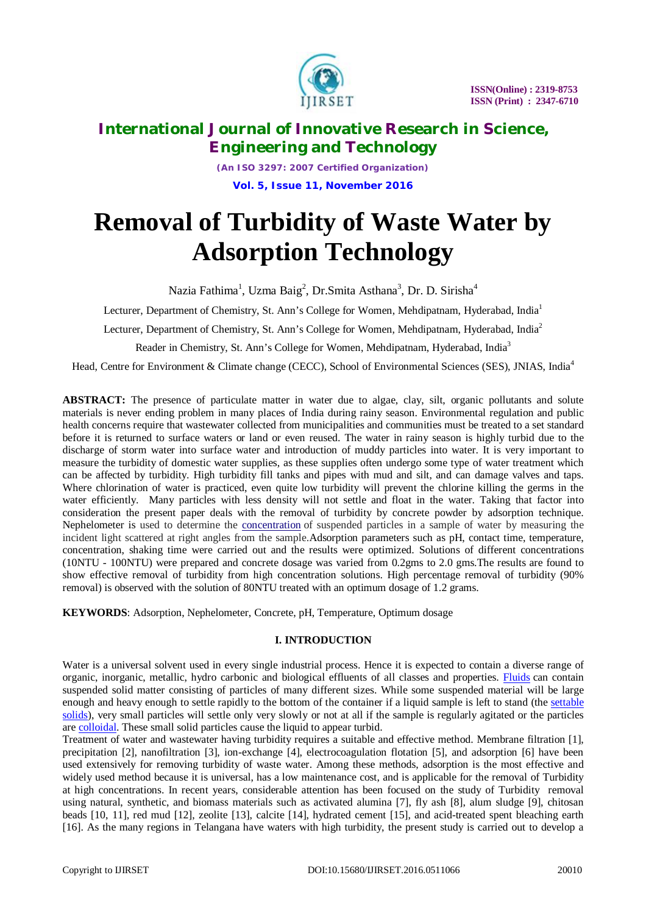# International Journal of Innovative Research in Science, Engineering and Technology

*(An ISO 3297: 2007 Certified Organization)*

**Vol. 5, Issue 11, November 2016**

# Removal of Turbidity of Waste Water by Adsorption Technology

Nazia Fathima[1], Uzma Baig[2], Dr.Smita Asthana[3], Dr. D. Sirisha[4]

Lecturer, Department of Chemistry, St. Ann's College for Women, Mehdipatnam, Hyderabad, India[1]

Lecturer, Department of Chemistry, St. Ann's College for Women, Mehdipatnam, Hyderabad, India[2]

Reader in Chemistry, St. Ann's College for Women, Mehdipatnam, Hyderabad, India[3]

Head, Centre for Environment & Climate change (CECC), School of Environmental Sciences (SES), JNIAS, India[4]

**ABSTRACT:** The presence of particulate matter in water due to algae, clay, silt, organic pollutants and solute materials is never ending problem in many places of India during rainy season. Environmental regulation and public health concerns require that wastewater collected from municipalities and communities must be treated to a set standard before it is returned to surface waters or land or even reused. The water in rainy season is highly turbid due to the discharge of storm water into surface water and introduction of muddy particles into water. It is very important to measure the turbidity of domestic water supplies, as these supplies often undergo some type of water treatment which can be affected by turbidity. High turbidity fill tanks and pipes with mud and silt, and can damage valves and taps. Where chlorination of water is practiced, even quite low turbidity will prevent the chlorine killing the germs in the water efficiently. Many particles with less density will not settle and float in the water. Taking that factor into consideration the present paper deals with the removal of turbidity by concrete powder by adsorption technique. Nephelometer is used to determine the concentration of suspended particles in a sample of water by measuring the incident light scattered at right angles from the sample.Adsorption parameters such as pH, contact time, temperature, concentration, shaking time were carried out and the results were optimized. Solutions of different concentrations (10NTU - 100NTU) were prepared and concrete dosage was varied from 0.2gms to 2.0 gms.The results are found to show effective removal of turbidity from high concentration solutions. High percentage removal of turbidity (90% removal) is observed with the solution of 80NTU treated with an optimum dosage of 1.2 grams.

**KEYWORDS**: Adsorption, Nephelometer, Concrete, pH, Temperature, Optimum dosage

## I. INTRODUCTION

Water is a universal solvent used in every single industrial process. Hence it is expected to contain a diverse range of organic, inorganic, metallic, hydro carbonic and biological effluents of all classes and properties. Fluids can contain suspended solid matter consisting of particles of many different sizes. While some suspended material will be large enough and heavy enough to settle rapidly to the bottom of the container if a liquid sample is left to stand (the settable solids), very small particles will settle only very slowly or not at all if the sample is regularly agitated or the particles are colloidal. These small solid particles cause the liquid to appear turbid.

Treatment of water and wastewater having turbidity requires a suitable and effective method. Membrane filtration [1], precipitation [2], nanofiltration [3], ion-exchange [4], electrocoagulation flotation [5], and adsorption [6] have been used extensively for removing turbidity of waste water. Among these methods, adsorption is the most effective and widely used method because it is universal, has a low maintenance cost, and is applicable for the removal of Turbidity at high concentrations. In recent years, considerable attention has been focused on the study of Turbidity removal using natural, synthetic, and biomass materials such as activated alumina [7], fly ash [8], alum sludge [9], chitosan beads [10, 11], red mud [12], zeolite [13], calcite [14], hydrated cement [15], and acid-treated spent bleaching earth [16]. As the many regions in Telangana have waters with high turbidity, the present study is carried out to develop a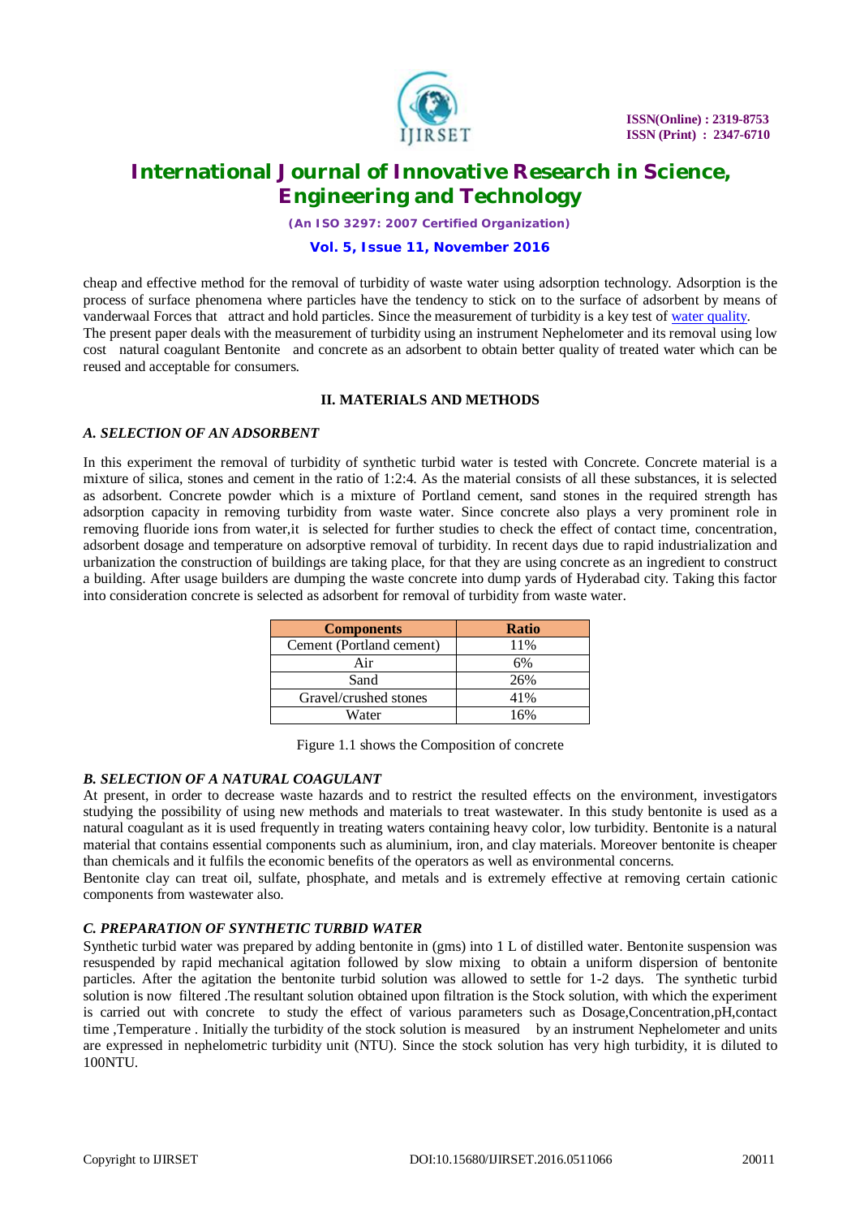cheap and effective method for the removal of turbidity of waste water using adsorption technology. Adsorption is the process of surface phenomena where particles have the tendency to stick on to the surface of adsorbent by means of vanderwaal Forces that attract and hold particles. Since the measurement of turbidity is a key test of water quality.

The present paper deals with the measurement of turbidity using an instrument Nephelometer and its removal using low cost natural coagulant Bentonite and concrete as an adsorbent to obtain better quality of treated water which can be reused and acceptable for consumers.

## II. MATERIALS AND METHODS

### *A. SELECTION OF AN ADSORBENT*

In this experiment the removal of turbidity of synthetic turbid water is tested with Concrete. Concrete material is a mixture of silica, stones and cement in the ratio of 1:2:4. As the material consists of all these substances, it is selected as adsorbent. Concrete powder which is a mixture of Portland cement, sand stones in the required strength has adsorption capacity in removing turbidity from waste water. Since concrete also plays a very prominent role in removing fluoride ions from water,it is selected for further studies to check the effect of contact time, concentration, adsorbent dosage and temperature on adsorptive removal of turbidity. In recent days due to rapid industrialization and urbanization the construction of buildings are taking place, for that they are using concrete as an ingredient to construct a building. After usage builders are dumping the waste concrete into dump yards of Hyderabad city. Taking this factor into consideration concrete is selected as adsorbent for removal of turbidity from waste water.

| Components | Ratio |
|---|---|
| Cement (Portland cement) | 11% |
| Air | 6% |
| Sand | 26% |
| Gravel/crushed stones | 41% |
| Water | 16% |

Figure 1.1 shows the Composition of concrete

### *B. SELECTION OF A NATURAL COAGULANT*

At present, in order to decrease waste hazards and to restrict the resulted effects on the environment, investigators studying the possibility of using new methods and materials to treat wastewater. In this study bentonite is used as a natural coagulant as it is used frequently in treating waters containing heavy color, low turbidity. Bentonite is a natural material that contains essential components such as aluminium, iron, and clay materials. Moreover bentonite is cheaper than chemicals and it fulfils the economic benefits of the operators as well as environmental concerns.

Bentonite clay can treat oil, sulfate, phosphate, and metals and is extremely effective at removing certain cationic components from wastewater also.

### *C. PREPARATION OF SYNTHETIC TURBID WATER*

Synthetic turbid water was prepared by adding bentonite in (gms) into 1 L of distilled water. Bentonite suspension was resuspended by rapid mechanical agitation followed by slow mixing to obtain a uniform dispersion of bentonite particles. After the agitation the bentonite turbid solution was allowed to settle for 1-2 days. The synthetic turbid solution is now filtered .The resultant solution obtained upon filtration is the Stock solution, with which the experiment is carried out with concrete to study the effect of various parameters such as Dosage,Concentration,pH,contact time ,Temperature . Initially the turbidity of the stock solution is measured by an instrument Nephelometer and units are expressed in nephelometric turbidity unit (NTU). Since the stock solution has very high turbidity, it is diluted to 100NTU.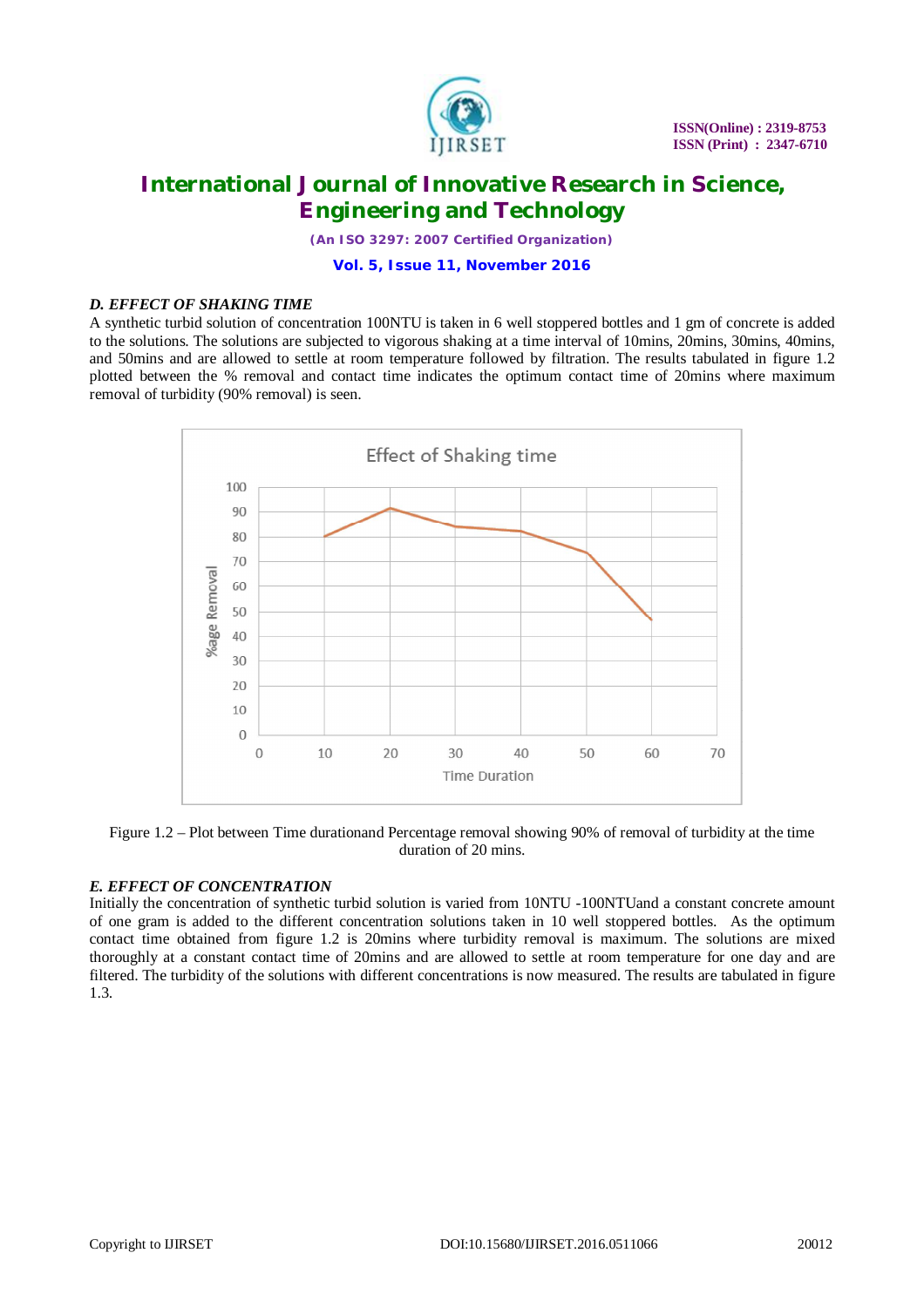### *D. EFFECT OF SHAKING TIME*

A synthetic turbid solution of concentration 100NTU is taken in 6 well stoppered bottles and 1 gm of concrete is added to the solutions. The solutions are subjected to vigorous shaking at a time interval of 10mins, 20mins, 30mins, 40mins, and 50mins and are allowed to settle at room temperature followed by filtration. The results tabulated in figure 1.2 plotted between the % removal and contact time indicates the optimum contact time of 20mins where maximum removal of turbidity (90% removal) is seen.

Figure 1.2 – Plot between Time durationand Percentage removal showing 90% of removal of turbidity at the time duration of 20 mins.

### *E. EFFECT OF CONCENTRATION*

Initially the concentration of synthetic turbid solution is varied from 10NTU -100NTUand a constant concrete amount of one gram is added to the different concentration solutions taken in 10 well stoppered bottles. As the optimum contact time obtained from figure 1.2 is 20mins where turbidity removal is maximum. The solutions are mixed thoroughly at a constant contact time of 20mins and are allowed to settle at room temperature for one day and are filtered. The turbidity of the solutions with different concentrations is now measured. The results are tabulated in figure 1.3.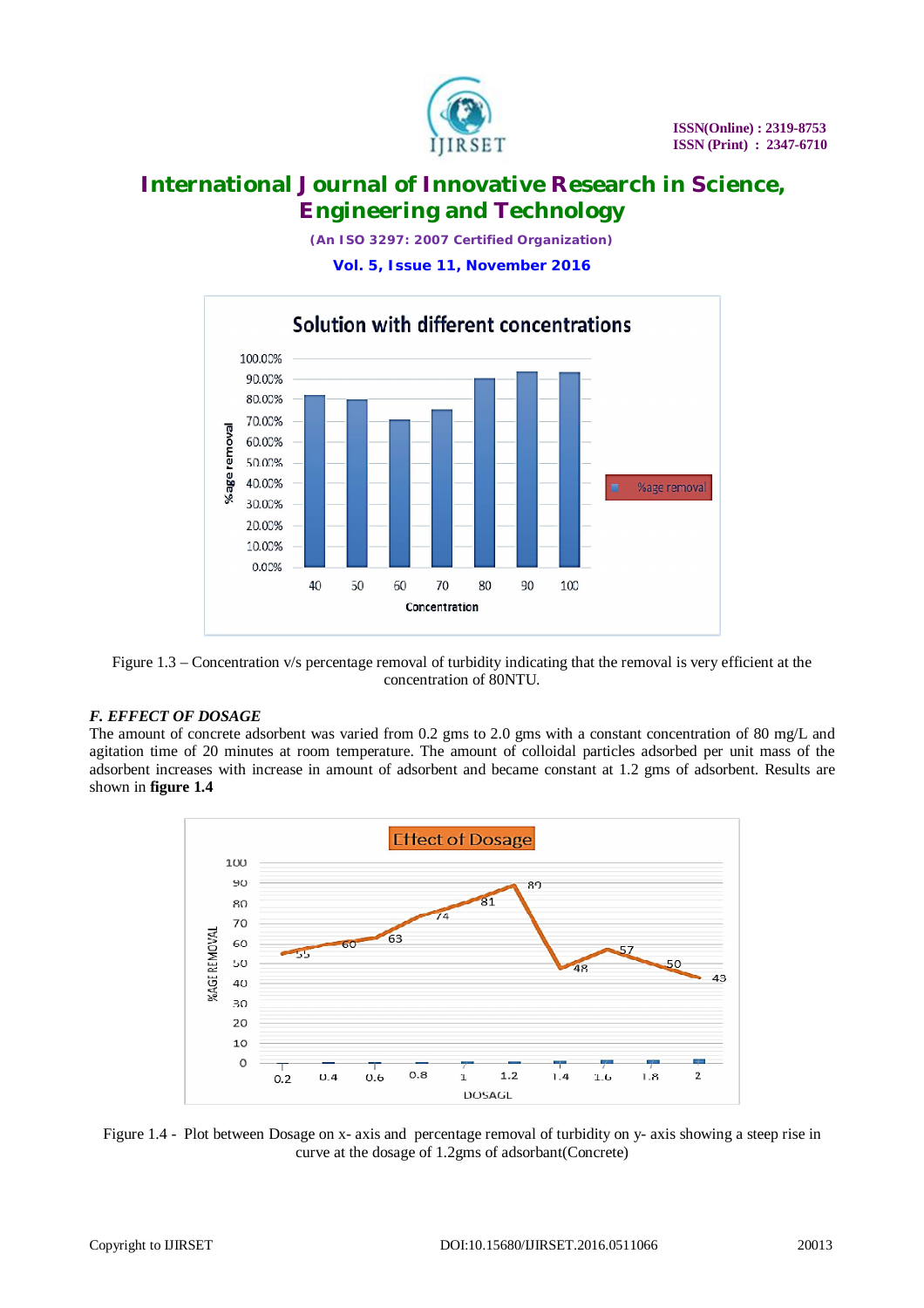Figure 1.3 – Concentration v/s percentage removal of turbidity indicating that the removal is very efficient at the concentration of 80NTU.

### *F. EFFECT OF DOSAGE*

The amount of concrete adsorbent was varied from 0.2 gms to 2.0 gms with a constant concentration of 80 mg/L and agitation time of 20 minutes at room temperature. The amount of colloidal particles adsorbed per unit mass of the adsorbent increases with increase in amount of adsorbent and became constant at 1.2 gms of adsorbent. Results are shown in **figure 1.4**

Figure 1.4 - Plot between Dosage on x- axis and percentage removal of turbidity on y- axis showing a steep rise in curve at the dosage of 1.2gms of adsorbant(Concrete)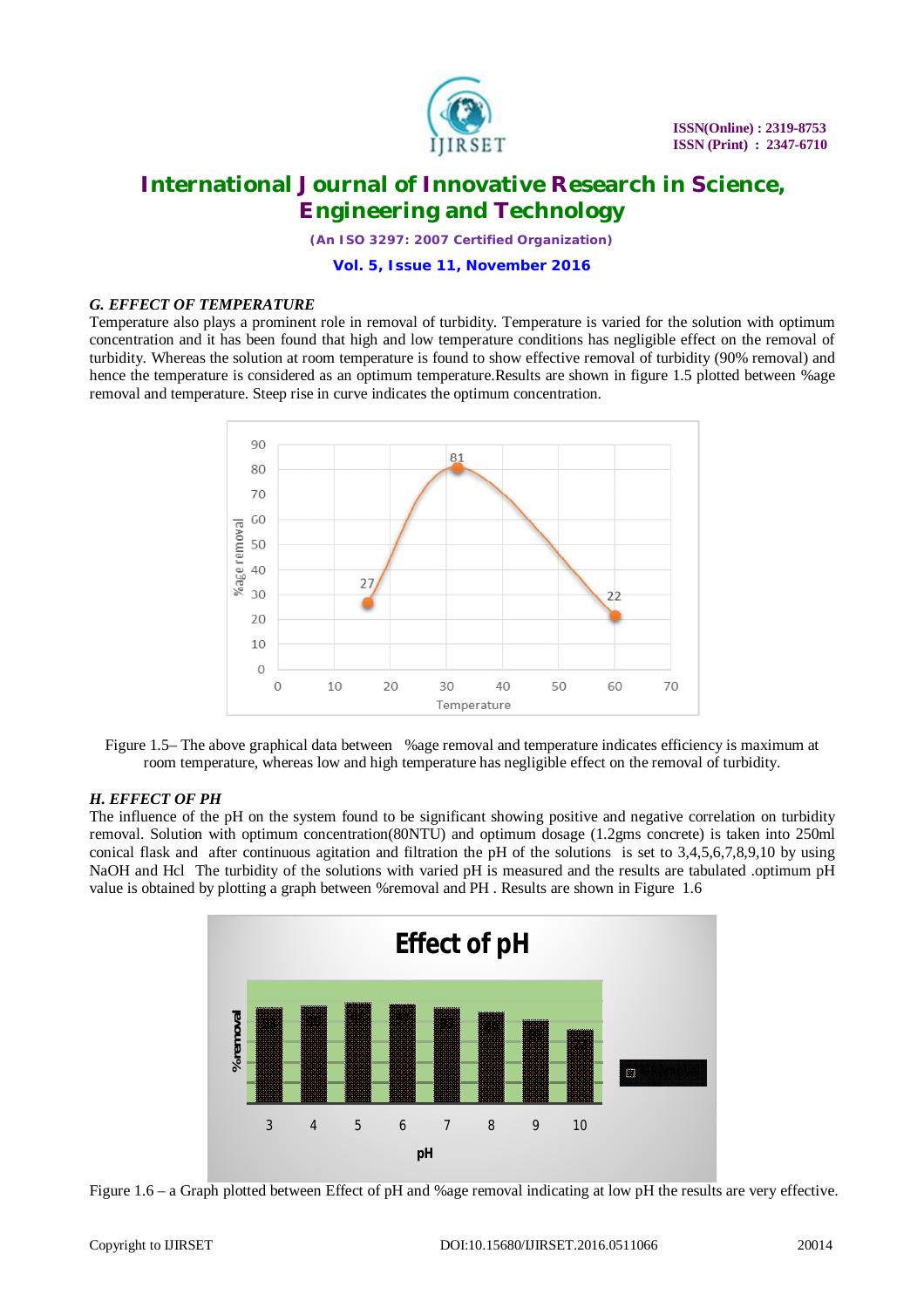### *G. EFFECT OF TEMPERATURE*

Temperature also plays a prominent role in removal of turbidity. Temperature is varied for the solution with optimum concentration and it has been found that high and low temperature conditions has negligible effect on the removal of turbidity. Whereas the solution at room temperature is found to show effective removal of turbidity (90% removal) and hence the temperature is considered as an optimum temperature.Results are shown in figure 1.5 plotted between %age removal and temperature. Steep rise in curve indicates the optimum concentration.

Figure 1.5– The above graphical data between %age removal and temperature indicates efficiency is maximum at room temperature, whereas low and high temperature has negligible effect on the removal of turbidity.

### *H. EFFECT OF PH*

The influence of the pH on the system found to be significant showing positive and negative correlation on turbidity removal. Solution with optimum concentration(80NTU) and optimum dosage (1.2gms concrete) is taken into 250ml conical flask and after continuous agitation and filtration the pH of the solutions is set to 3,4,5,6,7,8,9,10 by using NaOH and Hcl The turbidity of the solutions with varied pH is measured and the results are tabulated .optimum pH value is obtained by plotting a graph between %removal and PH . Results are shown in Figure 1.6

Figure 1.6 – a Graph plotted between Effect of pH and %age removal indicating at low pH the results are very effective.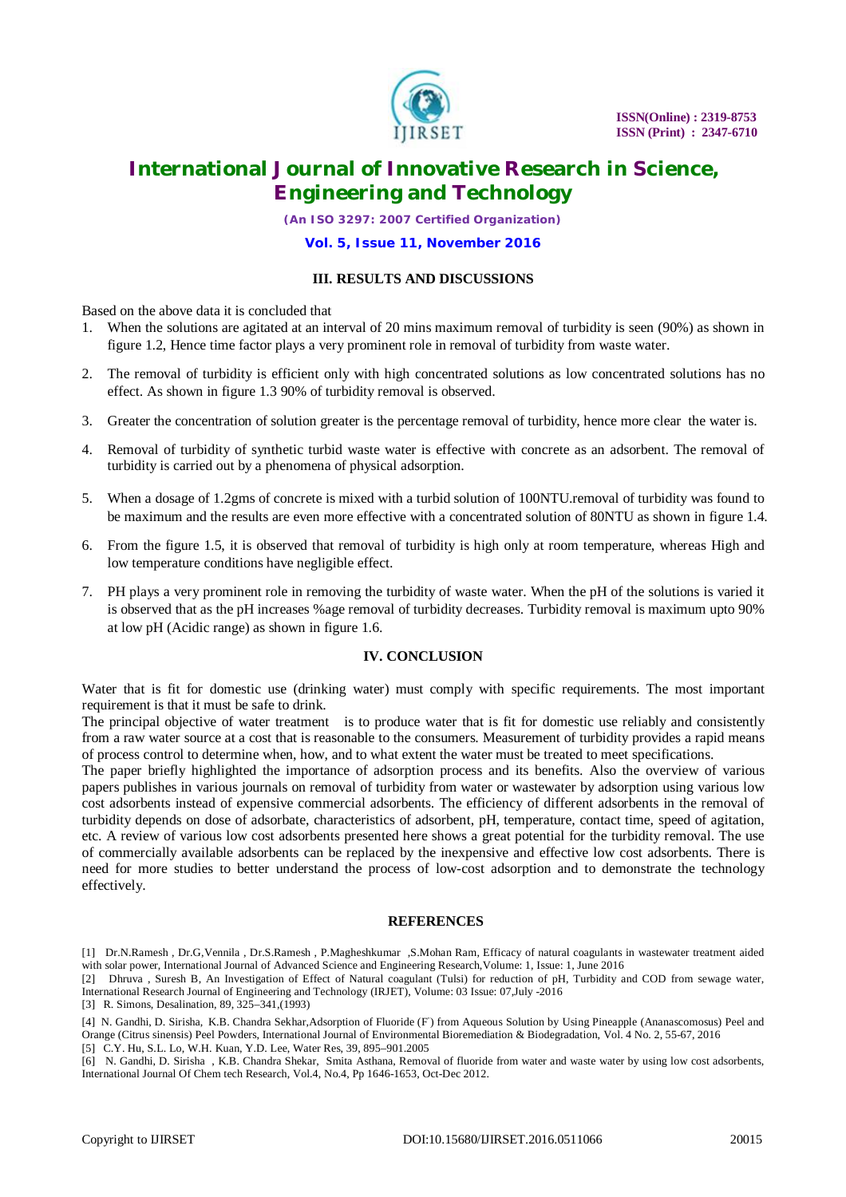### III. RESULTS AND DISCUSSIONS

Based on the above data it is concluded that

1. When the solutions are agitated at an interval of 20 mins maximum removal of turbidity is seen (90%) as shown in figure 1.2, Hence time factor plays a very prominent role in removal of turbidity from waste water.
2. The removal of turbidity is efficient only with high concentrated solutions as low concentrated solutions has no effect. As shown in figure 1.3 90% of turbidity removal is observed.
3. Greater the concentration of solution greater is the percentage removal of turbidity, hence more clear the water is.
4. Removal of turbidity of synthetic turbid waste water is effective with concrete as an adsorbent. The removal of turbidity is carried out by a phenomena of physical adsorption.
5. When a dosage of 1.2gms of concrete is mixed with a turbid solution of 100NTU.removal of turbidity was found to be maximum and the results are even more effective with a concentrated solution of 80NTU as shown in figure 1.4.
6. From the figure 1.5, it is observed that removal of turbidity is high only at room temperature, whereas High and low temperature conditions have negligible effect.
7. PH plays a very prominent role in removing the turbidity of waste water. When the pH of the solutions is varied it is observed that as the pH increases %age removal of turbidity decreases. Turbidity removal is maximum upto 90% at low pH (Acidic range) as shown in figure 1.6.

### IV. CONCLUSION

Water that is fit for domestic use (drinking water) must comply with specific requirements. The most important requirement is that it must be safe to drink.

The principal objective of water treatment is to produce water that is fit for domestic use reliably and consistently from a raw water source at a cost that is reasonable to the consumers. Measurement of turbidity provides a rapid means of process control to determine when, how, and to what extent the water must be treated to meet specifications.

The paper briefly highlighted the importance of adsorption process and its benefits. Also the overview of various papers publishes in various journals on removal of turbidity from water or wastewater by adsorption using various low cost adsorbents instead of expensive commercial adsorbents. The efficiency of different adsorbents in the removal of turbidity depends on dose of adsorbate, characteristics of adsorbent, pH, temperature, contact time, speed of agitation, etc. A review of various low cost adsorbents presented here shows a great potential for the turbidity removal. The use of commercially available adsorbents can be replaced by the inexpensive and effective low cost adsorbents. There is need for more studies to better understand the process of low-cost adsorption and to demonstrate the technology effectively.

### REFERENCES

[1] Dr.N.Ramesh , Dr.G,Vennila , Dr.S.Ramesh , P.Magheshkumar ,S.Mohan Ram, Efficacy of natural coagulants in wastewater treatment aided with solar power, International Journal of Advanced Science and Engineering Research,Volume: 1, Issue: 1, June 2016

[2] Dhruva , Suresh B, An Investigation of Effect of Natural coagulant (Tulsi) for reduction of pH, Turbidity and COD from sewage water, International Research Journal of Engineering and Technology (IRJET), Volume: 03 Issue: 07,July -2016

[3] R. Simons, Desalination, 89, 325–341,(1993)

[4] N. Gandhi, D. Sirisha, K.B. Chandra Sekhar,Adsorption of Fluoride ($F^-$) from Aqueous Solution by Using Pineapple (Ananascomosus) Peel and Orange (Citrus sinensis) Peel Powders, International Journal of Environmental Bioremediation & Biodegradation, Vol. 4 No. 2, 55-67, 2016

[5] C.Y. Hu, S.L. Lo, W.H. Kuan, Y.D. Lee, Water Res, 39, 895–901.2005

[6] N. Gandhi, D. Sirisha , K.B. Chandra Shekar, Smita Asthana, Removal of fluoride from water and waste water by using low cost adsorbents, International Journal Of Chem tech Research, Vol.4, No.4, Pp 1646-1653, Oct-Dec 2012.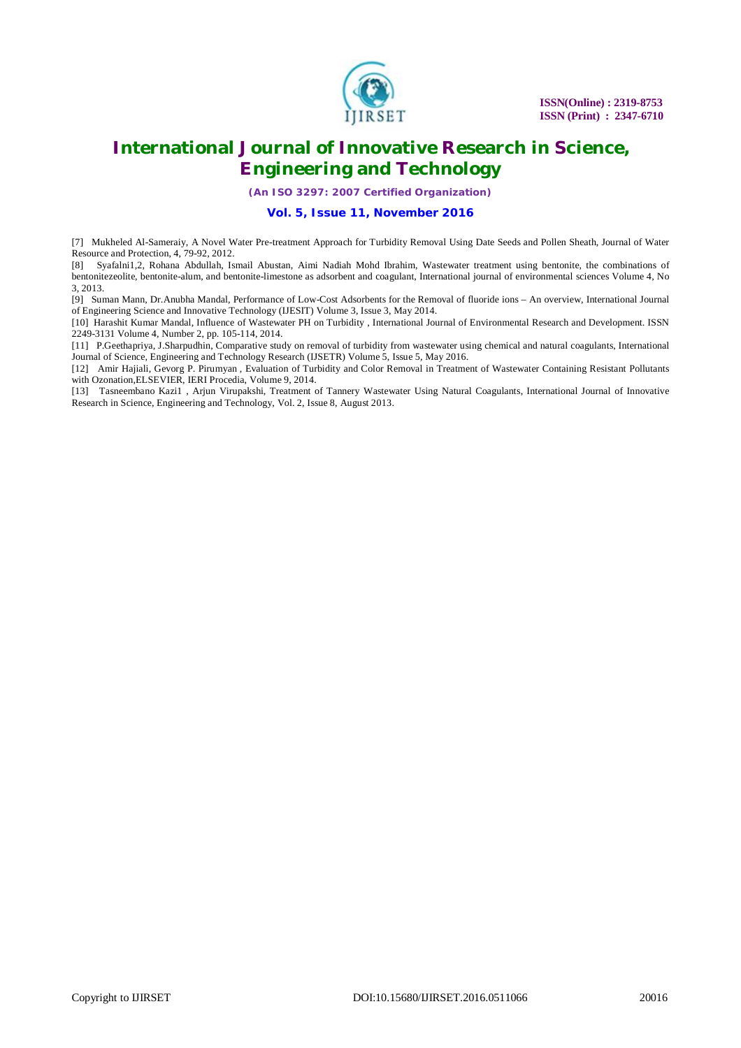[7] Mukheled Al-Sameraiy, A Novel Water Pre-treatment Approach for Turbidity Removal Using Date Seeds and Pollen Sheath, Journal of Water Resource and Protection, 4, 79-92, 2012.

[8] Syafalni1,2, Rohana Abdullah, Ismail Abustan, Aimi Nadiah Mohd Ibrahim, Wastewater treatment using bentonite, the combinations of bentonitezeolite, bentonite-alum, and bentonite-limestone as adsorbent and coagulant, International journal of environmental sciences Volume 4, No 3, 2013.

[9] Suman Mann, Dr.Anubha Mandal, Performance of Low-Cost Adsorbents for the Removal of fluoride ions – An overview, International Journal of Engineering Science and Innovative Technology (IJESIT) Volume 3, Issue 3, May 2014.

[10] Harashit Kumar Mandal, Influence of Wastewater PH on Turbidity , International Journal of Environmental Research and Development. ISSN 2249-3131 Volume 4, Number 2, pp. 105-114, 2014.

[11] P.Geethapriya, J.Sharpudhin, Comparative study on removal of turbidity from wastewater using chemical and natural coagulants, International Journal of Science, Engineering and Technology Research (IJSETR) Volume 5, Issue 5, May 2016.

[12] Amir Hajiali, Gevorg P. Pirumyan , Evaluation of Turbidity and Color Removal in Treatment of Wastewater Containing Resistant Pollutants with Ozonation,ELSEVIER, IERI Procedia, Volume 9, 2014.

[13] Tasneembano Kazi1 , Arjun Virupakshi, Treatment of Tannery Wastewater Using Natural Coagulants, International Journal of Innovative Research in Science, Engineering and Technology, Vol. 2, Issue 8, August 2013.